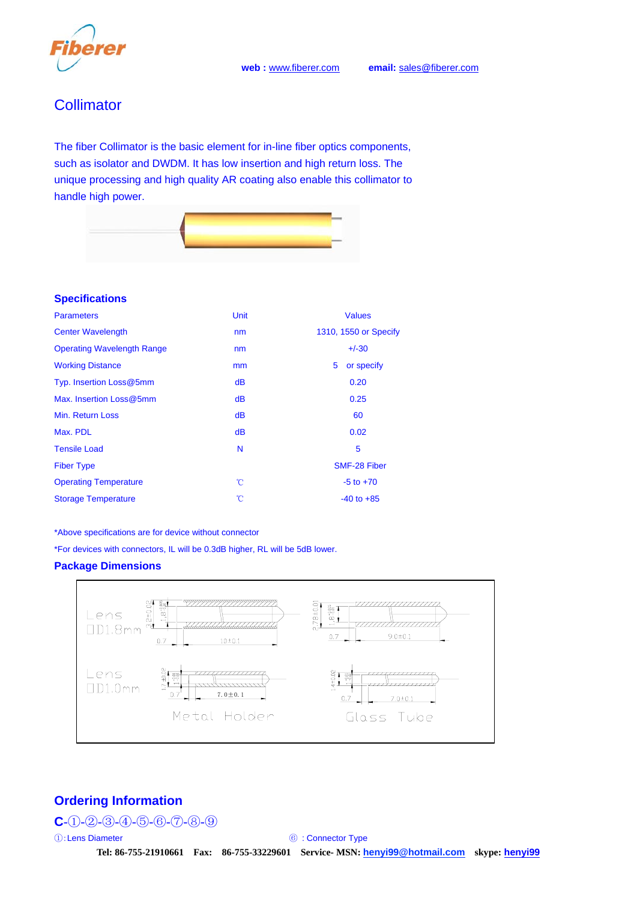web : www.fiberer.com email: sales@fiberer.com

# Collimator

The fiber Collimator is the basic element for in-line fiber optics components, such as isolator and DWDM. It has low insertion and high return loss. The unique processing and high quality AR coating also enable this collimator to handle high power.

## Specifications

| Parameters | Unit | Values |
|---|---|---|
| Center Wavelength | nm | 1310, 1550 or Specify |
| Operating Wavelength Range | nm | +/-30 |
| Working Distance | mm | 5 or specify |
| Typ. Insertion Loss@5mm | dB | 0.20 |
| Max. Insertion Loss@5mm | dB | 0.25 |
| Min. Return Loss | dB | 60 |
| Max. PDL | dB | 0.02 |
| Tensile Load | N | 5 |
| Fiber Type | | SMF-28 Fiber |
| Operating Temperature | ℃ | -5 to +70 |
| Storage Temperature | ℃ | -40 to +85 |

*Above specifications are for device without connector

*For devices with connectors, IL will be 0.3dB higher, RL will be 5dB lower.

## Package Dimensions

Lens OD1.8mm — Metal Holder: 3.2±0.02, 1.8, 0.7, 10±0.1; Glass Tube: 2.78±0.01, 1.8, 0.7, 9.0±0.1

Lens OD1.0mm — Metal Holder: 1.7±0.02, 1.0, 0.7, 7.0±0.1; Glass Tube: 1.4±0.02, 1.0, 0.7, 7.0±0.1

## Ordering Information

**C-①-②-③-④-⑤-⑥-⑦-⑧-⑨**

①:Lens Diameter ⑥ : Connector Type

**Tel: 86-755-21910661 Fax: 86-755-33229601 Service- MSN: henyi99@hotmail.com skype: henyi99**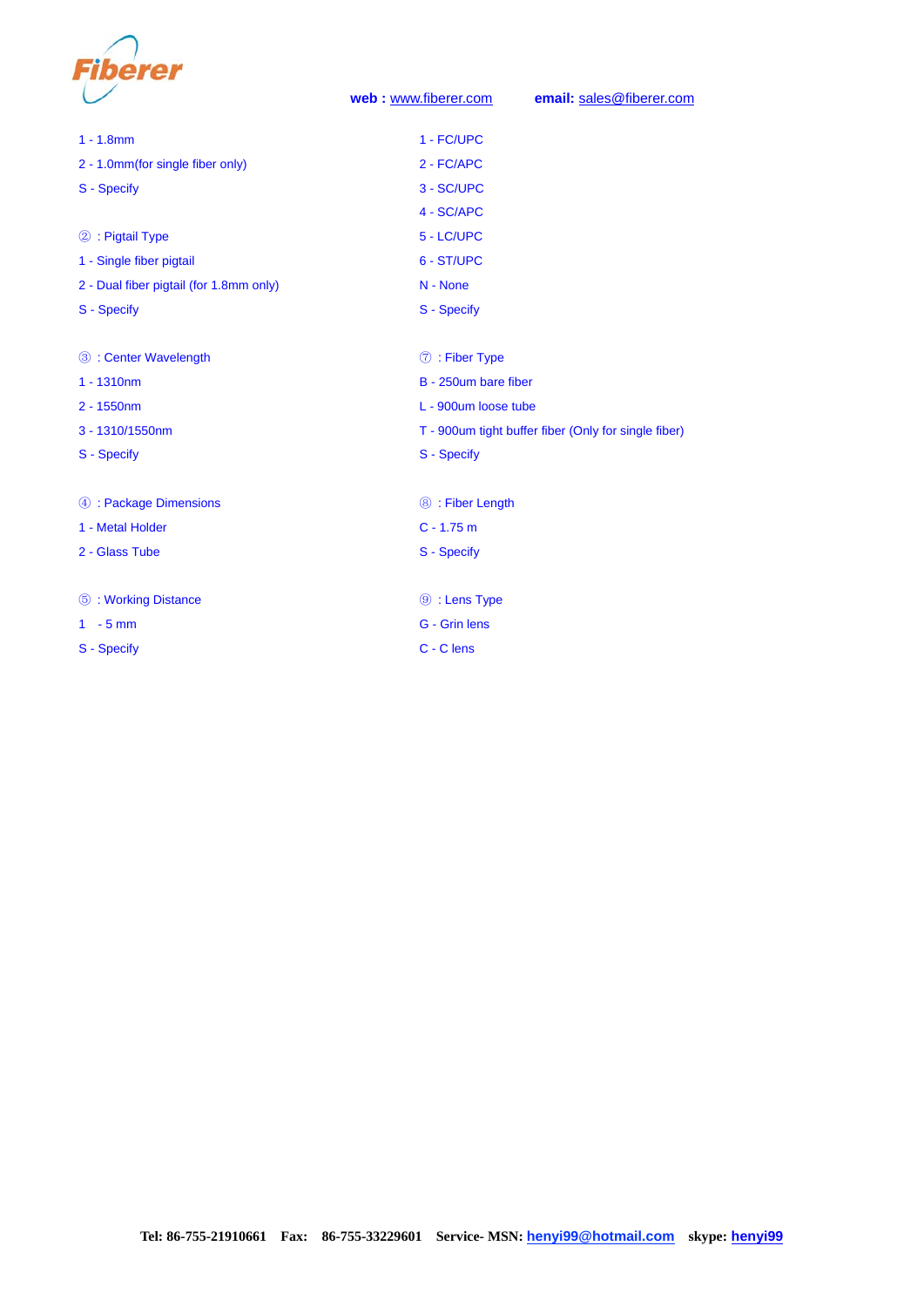web : www.fiberer.com email: sales@fiberer.com

1 - 1.8mm
2 - 1.0mm(for single fiber only)
S - Specify

② : Pigtail Type
1 - Single fiber pigtail
2 - Dual fiber pigtail (for 1.8mm only)
S - Specify

③ : Center Wavelength
1 - 1310nm
2 - 1550nm
3 - 1310/1550nm
S - Specify

④ : Package Dimensions
1 - Metal Holder
2 - Glass Tube

⑤ : Working Distance
1 - 5 mm
S - Specify

1 - FC/UPC
2 - FC/APC
3 - SC/UPC
4 - SC/APC
5 - LC/UPC
6 - ST/UPC
N - None
S - Specify

⑦ : Fiber Type
B - 250um bare fiber
L - 900um loose tube
T - 900um tight buffer fiber (Only for single fiber)
S - Specify

⑧ : Fiber Length
C - 1.75 m
S - Specify

⑨ : Lens Type
G - Grin lens
C - C lens

**Tel:** 86-755-21910661 **Fax:** 86-755-33229601 **Service- MSN:** henyi99@hotmail.com **skype:** henyi99